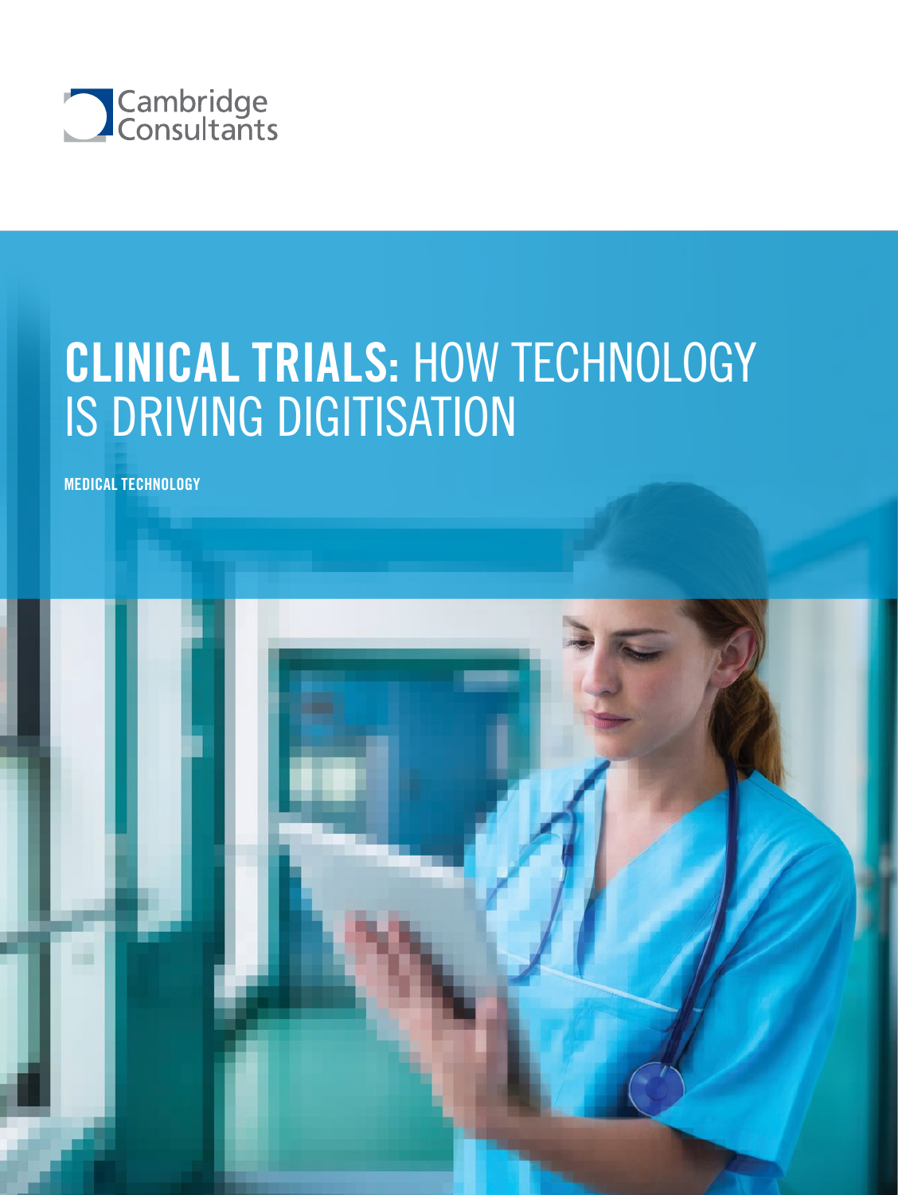Cambridge Consultants

# CLINICAL TRIALS: HOW TECHNOLOGY IS DRIVING DIGITISATION

**MEDICAL TECHNOLOGY**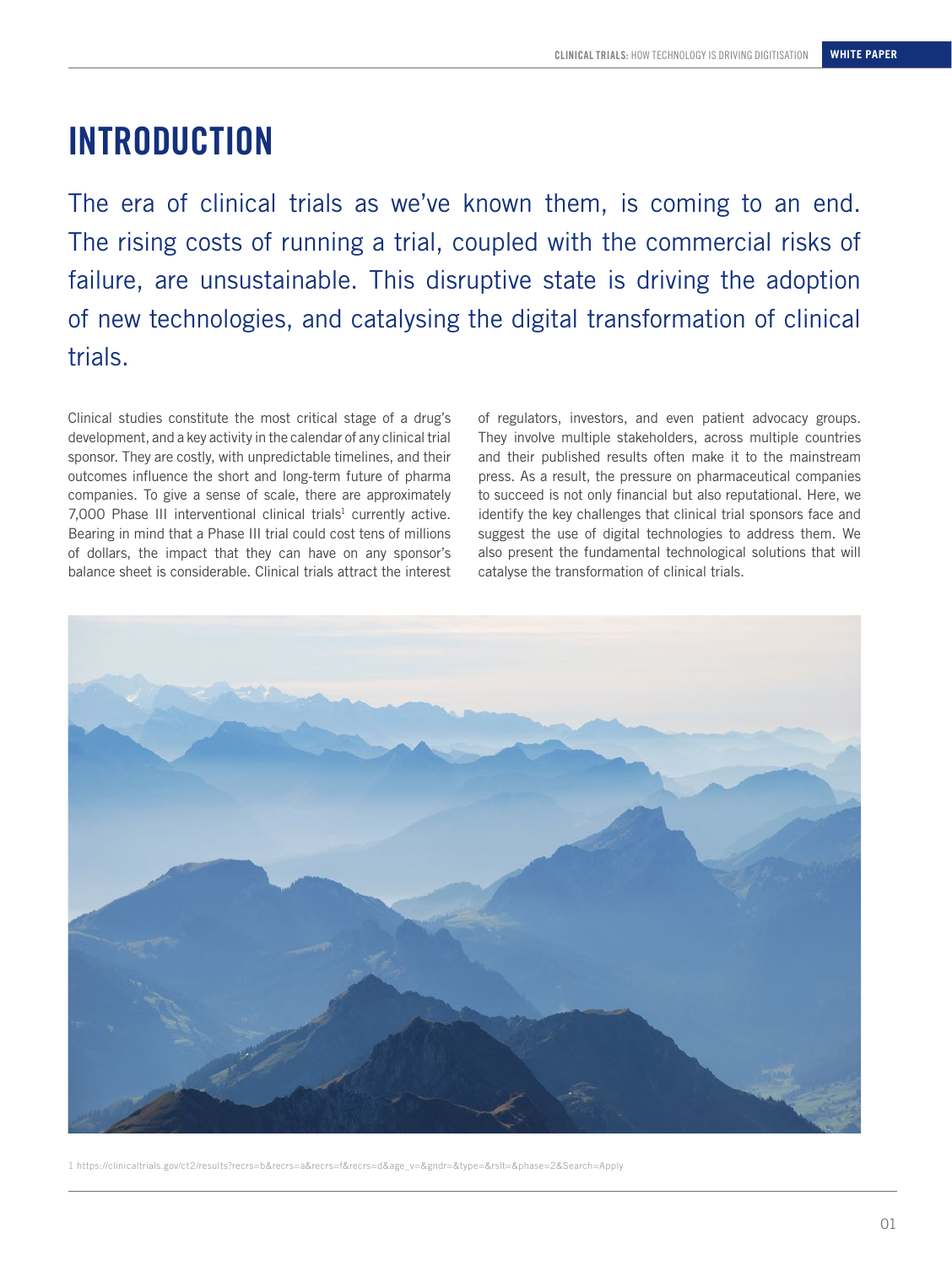# INTRODUCTION

The era of clinical trials as we've known them, is coming to an end. The rising costs of running a trial, coupled with the commercial risks of failure, are unsustainable. This disruptive state is driving the adoption of new technologies, and catalysing the digital transformation of clinical trials.

Clinical studies constitute the most critical stage of a drug's development, and a key activity in the calendar of any clinical trial sponsor. They are costly, with unpredictable timelines, and their outcomes influence the short and long-term future of pharma companies. To give a sense of scale, there are approximately 7,000 Phase III interventional clinical trials[1] currently active. Bearing in mind that a Phase III trial could cost tens of millions of dollars, the impact that they can have on any sponsor's balance sheet is considerable. Clinical trials attract the interest of regulators, investors, and even patient advocacy groups. They involve multiple stakeholders, across multiple countries and their published results often make it to the mainstream press. As a result, the pressure on pharmaceutical companies to succeed is not only financial but also reputational. Here, we identify the key challenges that clinical trial sponsors face and suggest the use of digital technologies to address them. We also present the fundamental technological solutions that will catalyse the transformation of clinical trials.

1 https://clinicaltrials.gov/ct2/results?recrs=b&recrs=a&recrs=f&recrs=d&age_v=&gndr=&type=&rslt=&phase=2&Search=Apply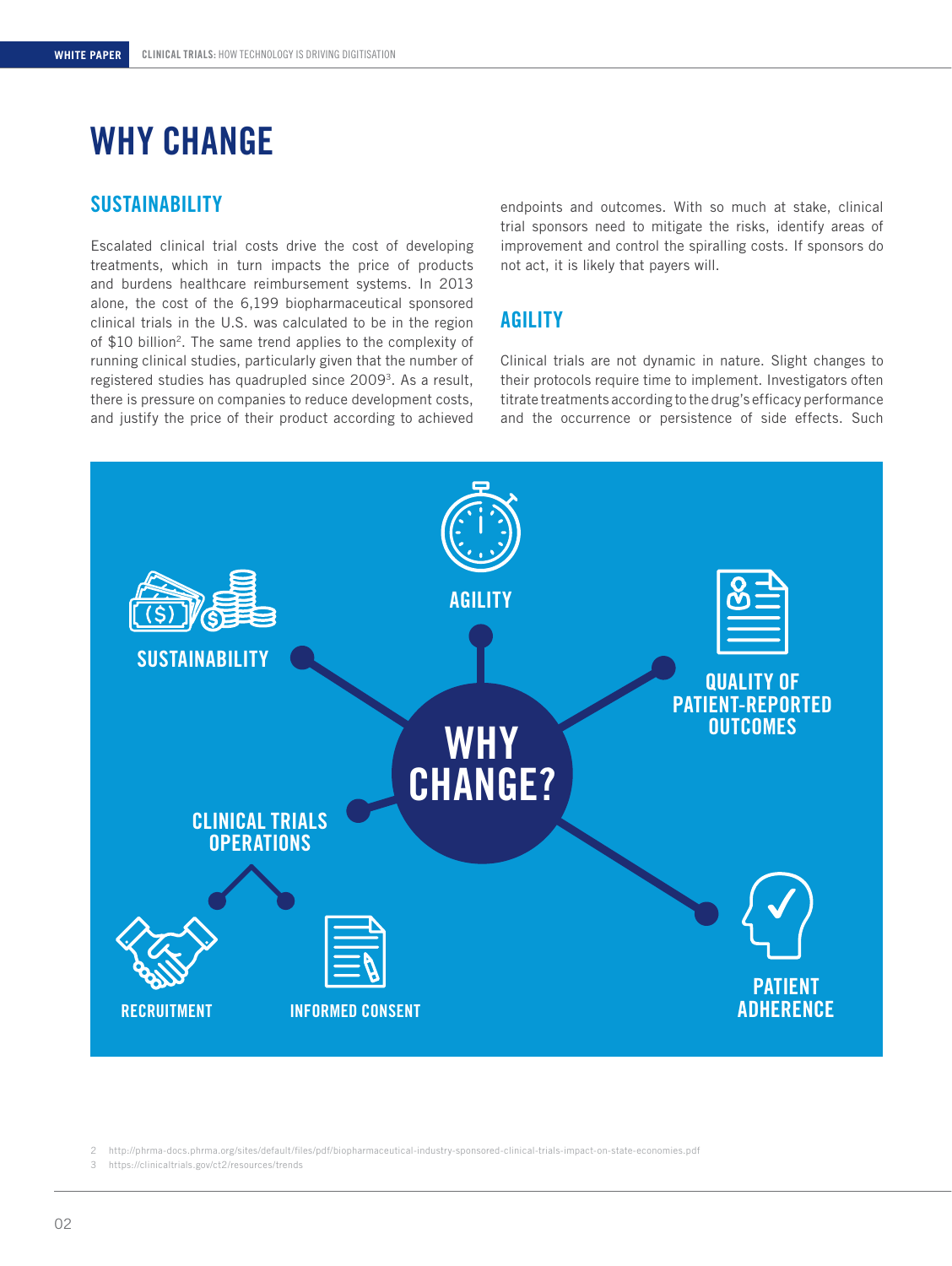# WHY CHANGE

## SUSTAINABILITY

Escalated clinical trial costs drive the cost of developing treatments, which in turn impacts the price of products and burdens healthcare reimbursement systems. In 2013 alone, the cost of the 6,199 biopharmaceutical sponsored clinical trials in the U.S. was calculated to be in the region of $10 billion[2]. The same trend applies to the complexity of running clinical studies, particularly given that the number of registered studies has quadrupled since 2009[3]. As a result, there is pressure on companies to reduce development costs, and justify the price of their product according to achieved endpoints and outcomes. With so much at stake, clinical trial sponsors need to mitigate the risks, identify areas of improvement and control the spiralling costs. If sponsors do not act, it is likely that payers will.

## AGILITY

Clinical trials are not dynamic in nature. Slight changes to their protocols require time to implement. Investigators often titrate treatments according to the drug's efficacy performance and the occurrence or persistence of side effects. Such

WHY CHANGE?

- SUSTAINABILITY
- AGILITY
- QUALITY OF PATIENT-REPORTED OUTCOMES
- CLINICAL TRIALS OPERATIONS
  - RECRUITMENT
  - INFORMED CONSENT
- PATIENT ADHERENCE

2 http://phrma-docs.phrma.org/sites/default/files/pdf/biopharmaceutical-industry-sponsored-clinical-trials-impact-on-state-economies.pdf

3 https://clinicaltrials.gov/ct2/resources/trends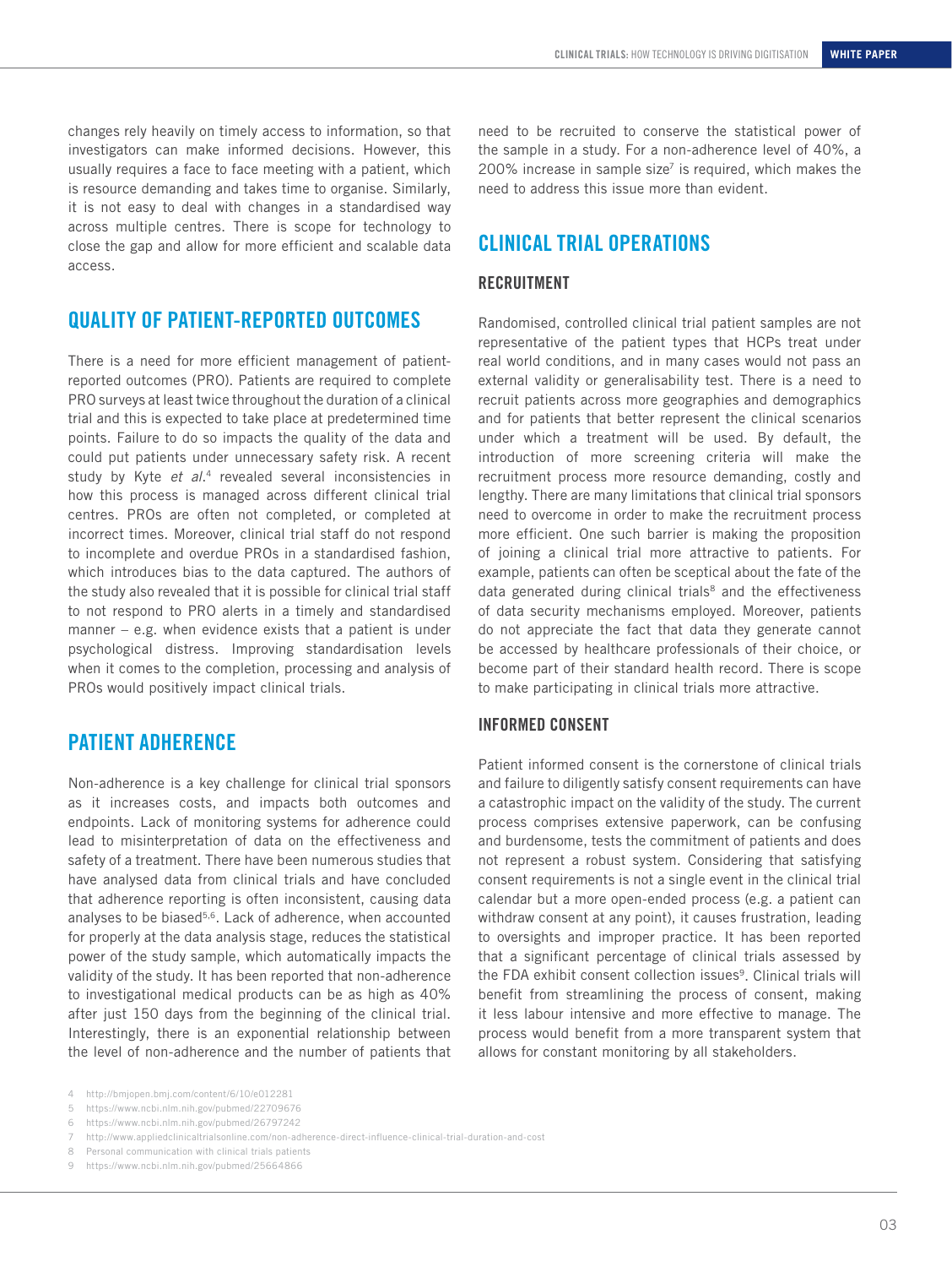changes rely heavily on timely access to information, so that investigators can make informed decisions. However, this usually requires a face to face meeting with a patient, which is resource demanding and takes time to organise. Similarly, it is not easy to deal with changes in a standardised way across multiple centres. There is scope for technology to close the gap and allow for more efficient and scalable data access.

## QUALITY OF PATIENT-REPORTED OUTCOMES

There is a need for more efficient management of patient-reported outcomes (PRO). Patients are required to complete PRO surveys at least twice throughout the duration of a clinical trial and this is expected to take place at predetermined time points. Failure to do so impacts the quality of the data and could put patients under unnecessary safety risk. A recent study by Kyte *et al.*[4] revealed several inconsistencies in how this process is managed across different clinical trial centres. PROs are often not completed, or completed at incorrect times. Moreover, clinical trial staff do not respond to incomplete and overdue PROs in a standardised fashion, which introduces bias to the data captured. The authors of the study also revealed that it is possible for clinical trial staff to not respond to PRO alerts in a timely and standardised manner – e.g. when evidence exists that a patient is under psychological distress. Improving standardisation levels when it comes to the completion, processing and analysis of PROs would positively impact clinical trials.

## PATIENT ADHERENCE

Non-adherence is a key challenge for clinical trial sponsors as it increases costs, and impacts both outcomes and endpoints. Lack of monitoring systems for adherence could lead to misinterpretation of data on the effectiveness and safety of a treatment. There have been numerous studies that have analysed data from clinical trials and have concluded that adherence reporting is often inconsistent, causing data analyses to be biased[5,6]. Lack of adherence, when accounted for properly at the data analysis stage, reduces the statistical power of the study sample, which automatically impacts the validity of the study. It has been reported that non-adherence to investigational medical products can be as high as 40% after just 150 days from the beginning of the clinical trial. Interestingly, there is an exponential relationship between the level of non-adherence and the number of patients that need to be recruited to conserve the statistical power of the sample in a study. For a non-adherence level of 40%, a 200% increase in sample size[7] is required, which makes the need to address this issue more than evident.

## CLINICAL TRIAL OPERATIONS

### RECRUITMENT

Randomised, controlled clinical trial patient samples are not representative of the patient types that HCPs treat under real world conditions, and in many cases would not pass an external validity or generalisability test. There is a need to recruit patients across more geographies and demographics and for patients that better represent the clinical scenarios under which a treatment will be used. By default, the introduction of more screening criteria will make the recruitment process more resource demanding, costly and lengthy. There are many limitations that clinical trial sponsors need to overcome in order to make the recruitment process more efficient. One such barrier is making the proposition of joining a clinical trial more attractive to patients. For example, patients can often be sceptical about the fate of the data generated during clinical trials[8] and the effectiveness of data security mechanisms employed. Moreover, patients do not appreciate the fact that data they generate cannot be accessed by healthcare professionals of their choice, or become part of their standard health record. There is scope to make participating in clinical trials more attractive.

### INFORMED CONSENT

Patient informed consent is the cornerstone of clinical trials and failure to diligently satisfy consent requirements can have a catastrophic impact on the validity of the study. The current process comprises extensive paperwork, can be confusing and burdensome, tests the commitment of patients and does not represent a robust system. Considering that satisfying consent requirements is not a single event in the clinical trial calendar but a more open-ended process (e.g. a patient can withdraw consent at any point), it causes frustration, leading to oversights and improper practice. It has been reported that a significant percentage of clinical trials assessed by the FDA exhibit consent collection issues[9]. Clinical trials will benefit from streamlining the process of consent, making it less labour intensive and more effective to manage. The process would benefit from a more transparent system that allows for constant monitoring by all stakeholders.

4 http://bmjopen.bmj.com/content/6/10/e012281
5 https://www.ncbi.nlm.nih.gov/pubmed/22709676
6 https://www.ncbi.nlm.nih.gov/pubmed/26797242
7 http://www.appliedclinicaltrialsonline.com/non-adherence-direct-influence-clinical-trial-duration-and-cost
8 Personal communication with clinical trials patients
9 https://www.ncbi.nlm.nih.gov/pubmed/25664866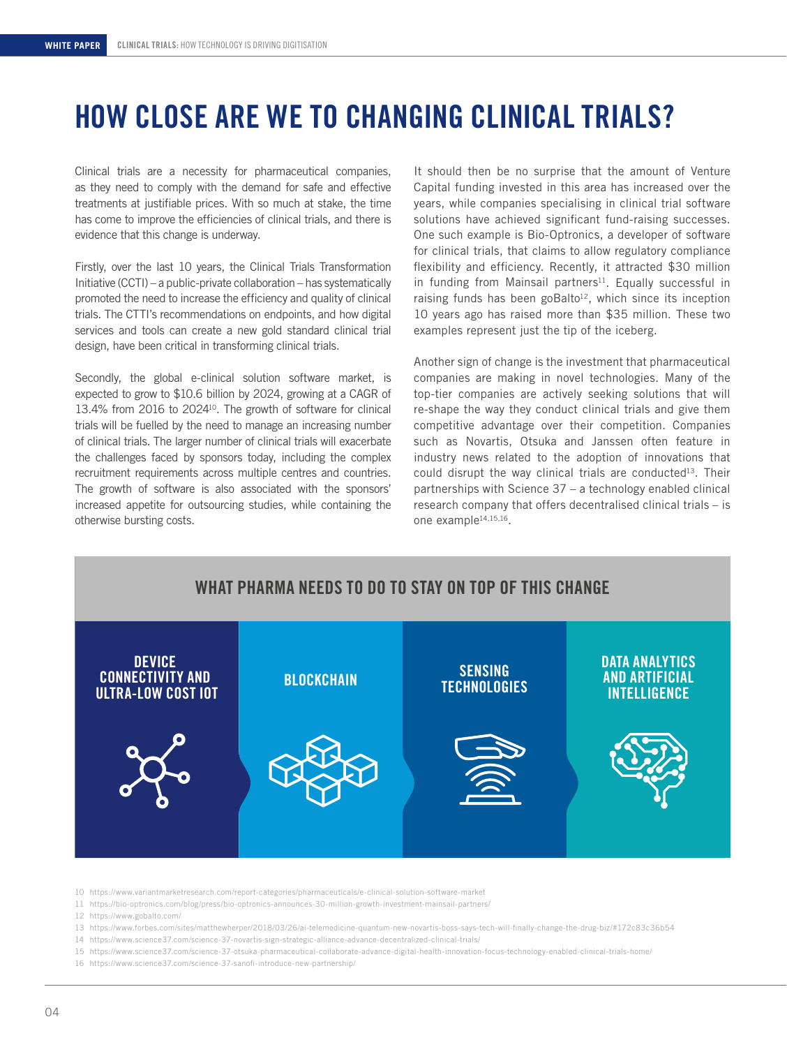# HOW CLOSE ARE WE TO CHANGING CLINICAL TRIALS?

Clinical trials are a necessity for pharmaceutical companies, as they need to comply with the demand for safe and effective treatments at justifiable prices. With so much at stake, the time has come to improve the efficiencies of clinical trials, and there is evidence that this change is underway.

Firstly, over the last 10 years, the Clinical Trials Transformation Initiative (CCTI) – a public-private collaboration – has systematically promoted the need to increase the efficiency and quality of clinical trials. The CTTI's recommendations on endpoints, and how digital services and tools can create a new gold standard clinical trial design, have been critical in transforming clinical trials.

Secondly, the global e-clinical solution software market, is expected to grow to $10.6 billion by 2024, growing at a CAGR of 13.4% from 2016 to 2024[10]. The growth of software for clinical trials will be fuelled by the need to manage an increasing number of clinical trials. The larger number of clinical trials will exacerbate the challenges faced by sponsors today, including the complex recruitment requirements across multiple centres and countries. The growth of software is also associated with the sponsors' increased appetite for outsourcing studies, while containing the otherwise bursting costs.

It should then be no surprise that the amount of Venture Capital funding invested in this area has increased over the years, while companies specialising in clinical trial software solutions have achieved significant fund-raising successes. One such example is Bio-Optronics, a developer of software for clinical trials, that claims to allow regulatory compliance flexibility and efficiency. Recently, it attracted $30 million in funding from Mainsail partners[11]. Equally successful in raising funds has been goBalto[12], which since its inception 10 years ago has raised more than $35 million. These two examples represent just the tip of the iceberg.

Another sign of change is the investment that pharmaceutical companies are making in novel technologies. Many of the top-tier companies are actively seeking solutions that will re-shape the way they conduct clinical trials and give them competitive advantage over their competition. Companies such as Novartis, Otsuka and Janssen often feature in industry news related to the adoption of innovations that could disrupt the way clinical trials are conducted[13]. Their partnerships with Science 37 – a technology enabled clinical research company that offers decentralised clinical trials – is one example[14,15,16].

## WHAT PHARMA NEEDS TO DO TO STAY ON TOP OF THIS CHANGE

- **DEVICE CONNECTIVITY AND ULTRA-LOW COST IOT**
- **BLOCKCHAIN**
- **SENSING TECHNOLOGIES**
- **DATA ANALYTICS AND ARTIFICIAL INTELLIGENCE**

10 https://www.variantmarketresearch.com/report-categories/pharmaceuticals/e-clinical-solution-software-market
11 https://bio-optronics.com/blog/press/bio-optronics-announces-30-million-growth-investment-mainsail-partners/
12 https://www.gobalto.com/
13 https://www.forbes.com/sites/matthewherper/2018/03/26/ai-telemedicine-quantum-new-novartis-boss-says-tech-will-finally-change-the-drug-biz/#172c83c36b54
14 https://www.science37.com/science-37-novartis-sign-strategic-alliance-advance-decentralized-clinical-trials/
15 https://www.science37.com/science-37-otsuka-pharmaceutical-collaborate-advance-digital-health-innovation-focus-technology-enabled-clinical-trials-home/
16 https://www.science37.com/science-37-sanofi-introduce-new-partnership/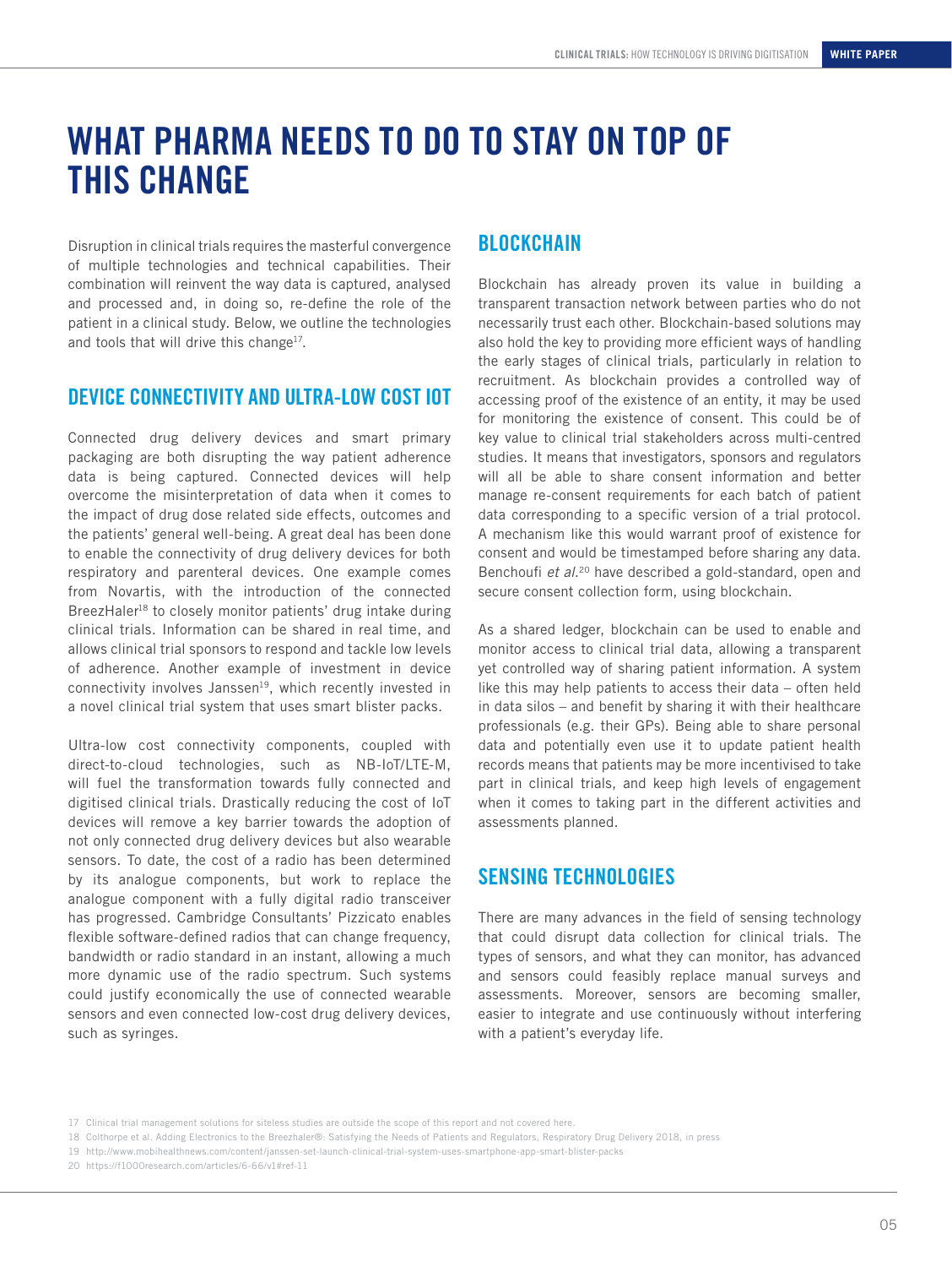# WHAT PHARMA NEEDS TO DO TO STAY ON TOP OF THIS CHANGE

Disruption in clinical trials requires the masterful convergence of multiple technologies and technical capabilities. Their combination will reinvent the way data is captured, analysed and processed and, in doing so, re-define the role of the patient in a clinical study. Below, we outline the technologies and tools that will drive this change[17].

## DEVICE CONNECTIVITY AND ULTRA-LOW COST IOT

Connected drug delivery devices and smart primary packaging are both disrupting the way patient adherence data is being captured. Connected devices will help overcome the misinterpretation of data when it comes to the impact of drug dose related side effects, outcomes and the patients' general well-being. A great deal has been done to enable the connectivity of drug delivery devices for both respiratory and parenteral devices. One example comes from Novartis, with the introduction of the connected BreezHaler[18] to closely monitor patients' drug intake during clinical trials. Information can be shared in real time, and allows clinical trial sponsors to respond and tackle low levels of adherence. Another example of investment in device connectivity involves Janssen[19], which recently invested in a novel clinical trial system that uses smart blister packs.

Ultra-low cost connectivity components, coupled with direct-to-cloud technologies, such as NB-IoT/LTE-M, will fuel the transformation towards fully connected and digitised clinical trials. Drastically reducing the cost of IoT devices will remove a key barrier towards the adoption of not only connected drug delivery devices but also wearable sensors. To date, the cost of a radio has been determined by its analogue components, but work to replace the analogue component with a fully digital radio transceiver has progressed. Cambridge Consultants' Pizzicato enables flexible software-defined radios that can change frequency, bandwidth or radio standard in an instant, allowing a much more dynamic use of the radio spectrum. Such systems could justify economically the use of connected wearable sensors and even connected low-cost drug delivery devices, such as syringes.

## BLOCKCHAIN

Blockchain has already proven its value in building a transparent transaction network between parties who do not necessarily trust each other. Blockchain-based solutions may also hold the key to providing more efficient ways of handling the early stages of clinical trials, particularly in relation to recruitment. As blockchain provides a controlled way of accessing proof of the existence of an entity, it may be used for monitoring the existence of consent. This could be of key value to clinical trial stakeholders across multi-centred studies. It means that investigators, sponsors and regulators will all be able to share consent information and better manage re-consent requirements for each batch of patient data corresponding to a specific version of a trial protocol. A mechanism like this would warrant proof of existence for consent and would be timestamped before sharing any data. Benchoufi *et al.*[20] have described a gold-standard, open and secure consent collection form, using blockchain.

As a shared ledger, blockchain can be used to enable and monitor access to clinical trial data, allowing a transparent yet controlled way of sharing patient information. A system like this may help patients to access their data – often held in data silos – and benefit by sharing it with their healthcare professionals (e.g. their GPs). Being able to share personal data and potentially even use it to update patient health records means that patients may be more incentivised to take part in clinical trials, and keep high levels of engagement when it comes to taking part in the different activities and assessments planned.

## SENSING TECHNOLOGIES

There are many advances in the field of sensing technology that could disrupt data collection for clinical trials. The types of sensors, and what they can monitor, has advanced and sensors could feasibly replace manual surveys and assessments. Moreover, sensors are becoming smaller, easier to integrate and use continuously without interfering with a patient's everyday life.

17 Clinical trial management solutions for siteless studies are outside the scope of this report and not covered here.
18 Colthorpe et al. Adding Electronics to the Breezhaler®: Satisfying the Needs of Patients and Regulators, Respiratory Drug Delivery 2018, in press
19 http://www.mobihealthnews.com/content/janssen-set-launch-clinical-trial-system-uses-smartphone-app-smart-blister-packs
20 https://f1000research.com/articles/6-66/v1#ref-11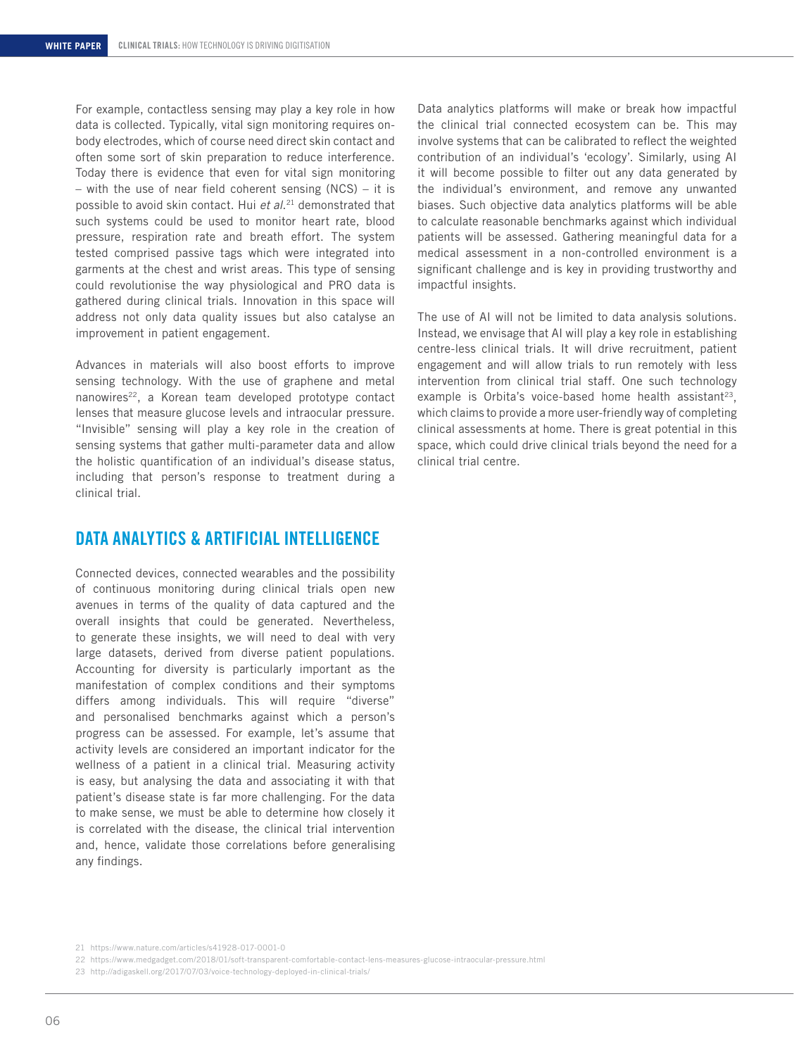For example, contactless sensing may play a key role in how data is collected. Typically, vital sign monitoring requires on-body electrodes, which of course need direct skin contact and often some sort of skin preparation to reduce interference. Today there is evidence that even for vital sign monitoring – with the use of near field coherent sensing (NCS) – it is possible to avoid skin contact. Hui *et al.*[21] demonstrated that such systems could be used to monitor heart rate, blood pressure, respiration rate and breath effort. The system tested comprised passive tags which were integrated into garments at the chest and wrist areas. This type of sensing could revolutionise the way physiological and PRO data is gathered during clinical trials. Innovation in this space will address not only data quality issues but also catalyse an improvement in patient engagement.

Advances in materials will also boost efforts to improve sensing technology. With the use of graphene and metal nanowires[22], a Korean team developed prototype contact lenses that measure glucose levels and intraocular pressure. "Invisible" sensing will play a key role in the creation of sensing systems that gather multi-parameter data and allow the holistic quantification of an individual's disease status, including that person's response to treatment during a clinical trial.

## DATA ANALYTICS & ARTIFICIAL INTELLIGENCE

Connected devices, connected wearables and the possibility of continuous monitoring during clinical trials open new avenues in terms of the quality of data captured and the overall insights that could be generated. Nevertheless, to generate these insights, we will need to deal with very large datasets, derived from diverse patient populations. Accounting for diversity is particularly important as the manifestation of complex conditions and their symptoms differs among individuals. This will require "diverse" and personalised benchmarks against which a person's progress can be assessed. For example, let's assume that activity levels are considered an important indicator for the wellness of a patient in a clinical trial. Measuring activity is easy, but analysing the data and associating it with that patient's disease state is far more challenging. For the data to make sense, we must be able to determine how closely it is correlated with the disease, the clinical trial intervention and, hence, validate those correlations before generalising any findings.

Data analytics platforms will make or break how impactful the clinical trial connected ecosystem can be. This may involve systems that can be calibrated to reflect the weighted contribution of an individual's 'ecology'. Similarly, using AI it will become possible to filter out any data generated by the individual's environment, and remove any unwanted biases. Such objective data analytics platforms will be able to calculate reasonable benchmarks against which individual patients will be assessed. Gathering meaningful data for a medical assessment in a non-controlled environment is a significant challenge and is key in providing trustworthy and impactful insights.

The use of AI will not be limited to data analysis solutions. Instead, we envisage that AI will play a key role in establishing centre-less clinical trials. It will drive recruitment, patient engagement and will allow trials to run remotely with less intervention from clinical trial staff. One such technology example is Orbita's voice-based home health assistant[23], which claims to provide a more user-friendly way of completing clinical assessments at home. There is great potential in this space, which could drive clinical trials beyond the need for a clinical trial centre.

---

21 https://www.nature.com/articles/s41928-017-0001-0

22 https://www.medgadget.com/2018/01/soft-transparent-comfortable-contact-lens-measures-glucose-intraocular-pressure.html

23 http://adigaskell.org/2017/07/03/voice-technology-deployed-in-clinical-trials/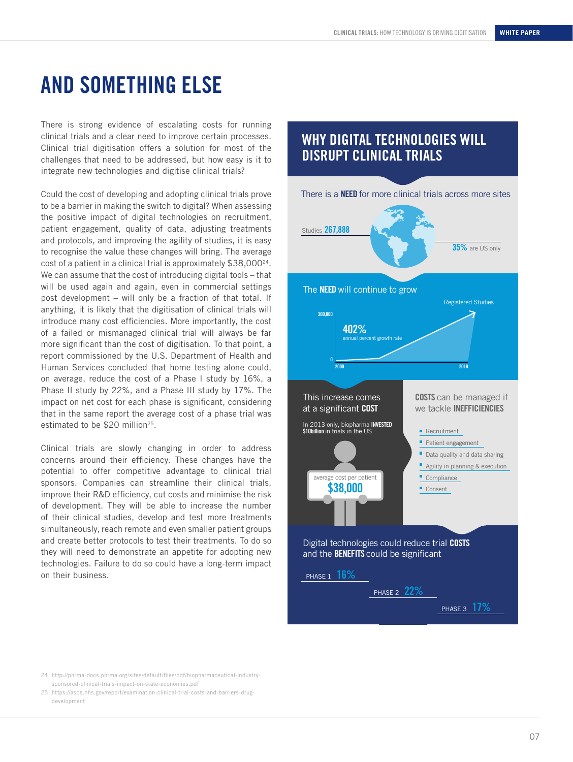# AND SOMETHING ELSE

There is strong evidence of escalating costs for running clinical trials and a clear need to improve certain processes. Clinical trial digitisation offers a solution for most of the challenges that need to be addressed, but how easy is it to integrate new technologies and digitise clinical trials?

Could the cost of developing and adopting clinical trials prove to be a barrier in making the switch to digital? When assessing the positive impact of digital technologies on recruitment, patient engagement, quality of data, adjusting treatments and protocols, and improving the agility of studies, it is easy to recognise the value these changes will bring. The average cost of a patient in a clinical trial is approximately $38,000[24]. We can assume that the cost of introducing digital tools – that will be used again and again, even in commercial settings post development – will only be a fraction of that total. If anything, it is likely that the digitisation of clinical trials will introduce many cost efficiencies. More importantly, the cost of a failed or mismanaged clinical trial will always be far more significant than the cost of digitisation. To that point, a report commissioned by the U.S. Department of Health and Human Services concluded that home testing alone could, on average, reduce the cost of a Phase I study by 16%, a Phase II study by 22%, and a Phase III study by 17%. The impact on net cost for each phase is significant, considering that in the same report the average cost of a phase trial was estimated to be $20 million[25].

Clinical trials are slowly changing in order to address concerns around their efficiency. These changes have the potential to offer competitive advantage to clinical trial sponsors. Companies can streamline their clinical trials, improve their R&D efficiency, cut costs and minimise the risk of development. They will be able to increase the number of their clinical studies, develop and test more treatments simultaneously, reach remote and even smaller patient groups and create better protocols to test their treatments. To do so they will need to demonstrate an appetite for adopting new technologies. Failure to do so could have a long-term impact on their business.

## WHY DIGITAL TECHNOLOGIES WILL DISRUPT CLINICAL TRIALS

There is a **NEED** for more clinical trials across more sites

Studies **267,888**

**35%** are US only

The **NEED** will continue to grow

Registered Studies

300,000

0

2000 – 2019

**402%** annual percent growth rate

This increase comes at a significant **COST**

In 2013 only, biopharma **INVESTED $10billion** in trials in the US

average cost per patient **$38,000**

**COSTS** can be managed if we tackle **INEFFICIENCIES**

- Recruitment
- Patient engagement
- Data quality and data sharing
- Agility in planning & execution
- Compliance
- Consent

Digital technologies could reduce trial **COSTS** and the **BENEFITS** could be significant

PHASE 1 **16%**

PHASE 2 **22%**

PHASE 3 **17%**

24 http://phrma-docs.phrma.org/sites/default/files/pdf/biopharmaceutical-industry-sponsored-clinical-trials-impact-on-state-economies.pdf

25 https://aspe.hhs.gov/report/examination-clinical-trial-costs-and-barriers-drug-development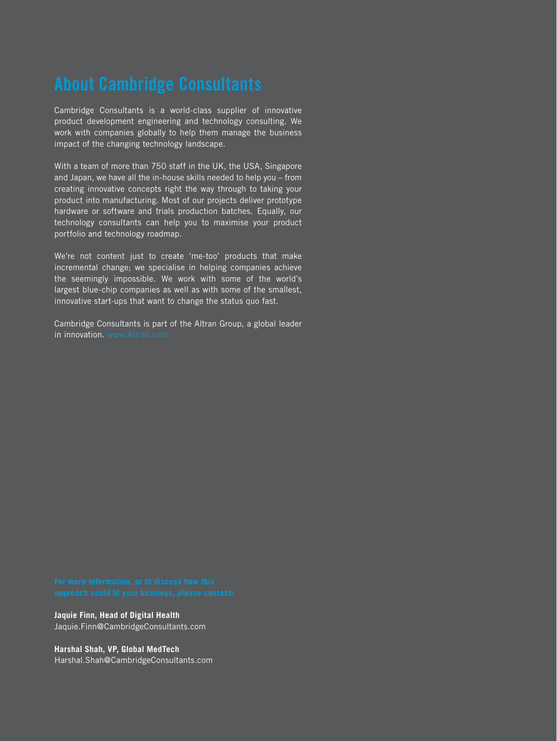# About Cambridge Consultants

Cambridge Consultants is a world-class supplier of innovative product development engineering and technology consulting. We work with companies globally to help them manage the business impact of the changing technology landscape.

With a team of more than 750 staff in the UK, the USA, Singapore and Japan, we have all the in-house skills needed to help you – from creating innovative concepts right the way through to taking your product into manufacturing. Most of our projects deliver prototype hardware or software and trials production batches. Equally, our technology consultants can help you to maximise your product portfolio and technology roadmap.

We're not content just to create 'me-too' products that make incremental change; we specialise in helping companies achieve the seemingly impossible. We work with some of the world's largest blue-chip companies as well as with some of the smallest, innovative start-ups that want to change the status quo fast.

Cambridge Consultants is part of the Altran Group, a global leader in innovation. www.Altran.com

**For more information, or to discuss how this approach could fit your business, please contact:**

**Jaquie Finn, Head of Digital Health**
Jaquie.Finn@CambridgeConsultants.com

**Harshal Shah, VP, Global MedTech**
Harshal.Shah@CambridgeConsultants.com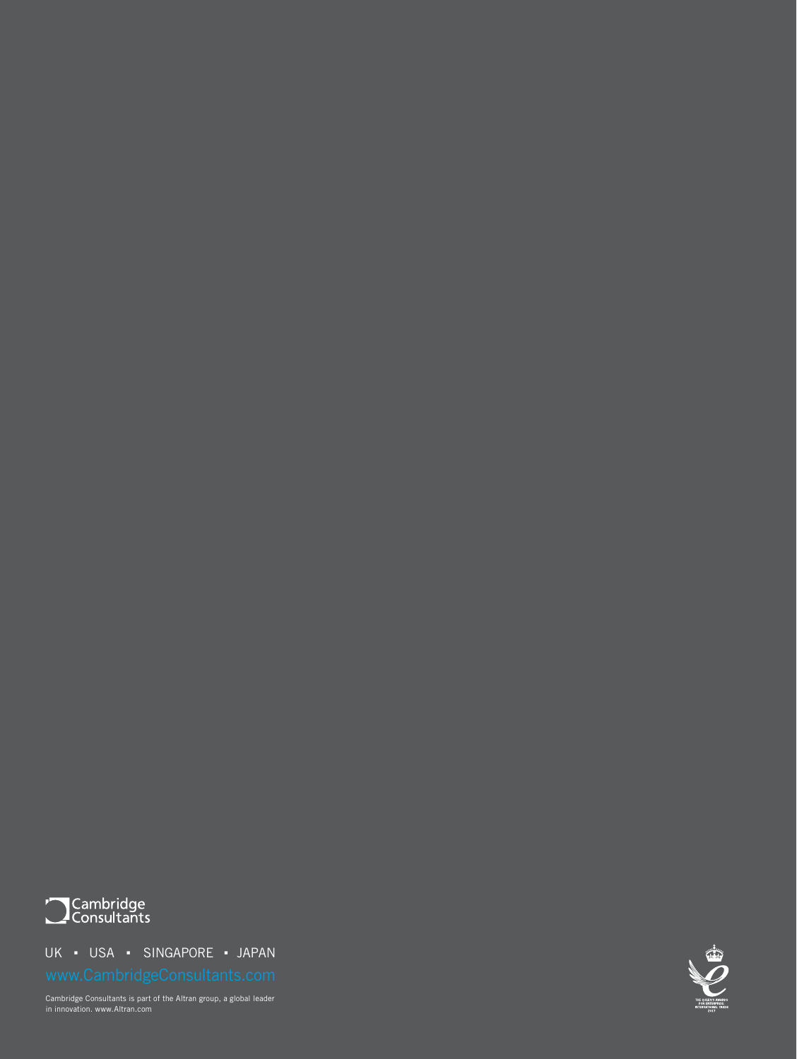Cambridge Consultants

UK ▪ USA ▪ SINGAPORE ▪ JAPAN

www.CambridgeConsultants.com

Cambridge Consultants is part of the Altran group, a global leader in innovation. www.Altran.com

THE QUEEN'S AWARDS FOR ENTERPRISE: INTERNATIONAL TRADE 2017